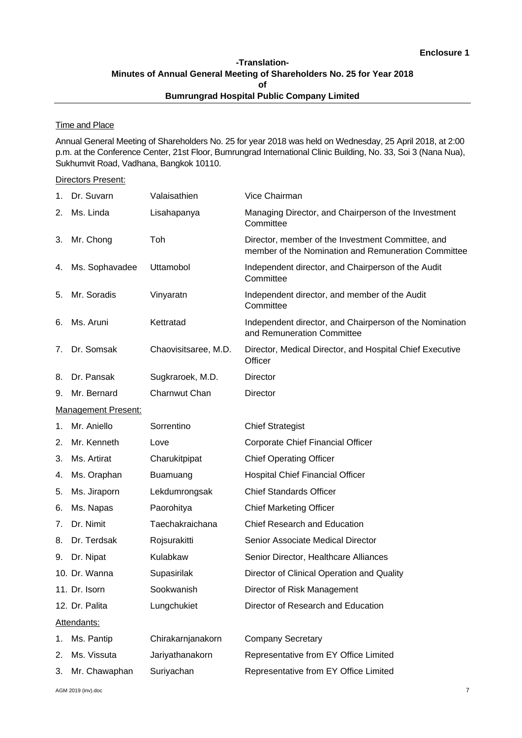**Enclosure 1**

**-Translation-**

# Minutes of Annual General Meeting of Shareholders No. 25 for Year 2018 of Bumrungrad Hospital Public Company Limited

Time and Place

Annual General Meeting of Shareholders No. 25 for year 2018 was held on Wednesday, 25 April 2018, at 2:00 p.m. at the Conference Center, 21st Floor, Bumrungrad International Clinic Building, No. 33, Soi 3 (Nana Nua), Sukhumvit Road, Vadhana, Bangkok 10110.

Directors Present:

| | | | |
|---|---|---|---|
| 1. | Dr. Suvarn | Valaisathien | Vice Chairman |
| 2. | Ms. Linda | Lisahapanya | Managing Director, and Chairperson of the Investment Committee |
| 3. | Mr. Chong | Toh | Director, member of the Investment Committee, and member of the Nomination and Remuneration Committee |
| 4. | Ms. Sophavadee | Uttamobol | Independent director, and Chairperson of the Audit Committee |
| 5. | Mr. Soradis | Vinyaratn | Independent director, and member of the Audit Committee |
| 6. | Ms. Aruni | Kettratad | Independent director, and Chairperson of the Nomination and Remuneration Committee |
| 7. | Dr. Somsak | Chaovisitsaree, M.D. | Director, Medical Director, and Hospital Chief Executive Officer |
| 8. | Dr. Pansak | Sugkraroek, M.D. | Director |
| 9. | Mr. Bernard | Charnwut Chan | Director |

Management Present:

| | | | |
|---|---|---|---|
| 1. | Mr. Aniello | Sorrentino | Chief Strategist |
| 2. | Mr. Kenneth | Love | Corporate Chief Financial Officer |
| 3. | Ms. Artirat | Charukitpipat | Chief Operating Officer |
| 4. | Ms. Oraphan | Buamuang | Hospital Chief Financial Officer |
| 5. | Ms. Jiraporn | Lekdumrongsak | Chief Standards Officer |
| 6. | Ms. Napas | Paorohitya | Chief Marketing Officer |
| 7. | Dr. Nimit | Taechakraichana | Chief Research and Education |
| 8. | Dr. Terdsak | Rojsurakitti | Senior Associate Medical Director |
| 9. | Dr. Nipat | Kulabkaw | Senior Director, Healthcare Alliances |
| 10. | Dr. Wanna | Supasirilak | Director of Clinical Operation and Quality |
| 11. | Dr. Isorn | Sookwanish | Director of Risk Management |
| 12. | Dr. Palita | Lungchukiet | Director of Research and Education |

Attendants:

| | | | |
|---|---|---|---|
| 1. | Ms. Pantip | Chirakarnjanakorn | Company Secretary |
| 2. | Ms. Vissuta | Jariyathanakorn | Representative from EY Office Limited |
| 3. | Mr. Chawaphan | Suriyachan | Representative from EY Office Limited |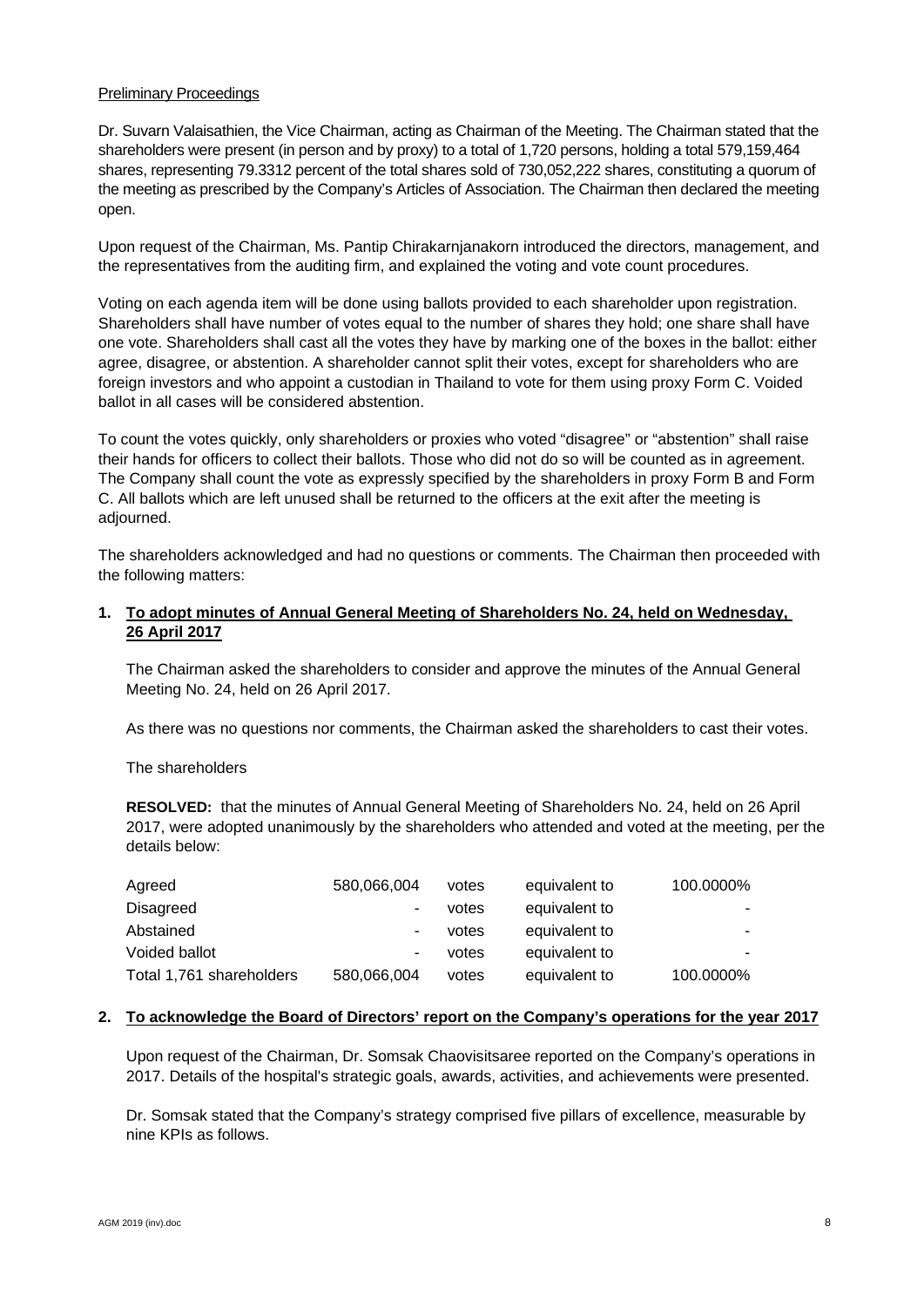Preliminary Proceedings

Dr. Suvarn Valaisathien, the Vice Chairman, acting as Chairman of the Meeting. The Chairman stated that the shareholders were present (in person and by proxy) to a total of 1,720 persons, holding a total 579,159,464 shares, representing 79.3312 percent of the total shares sold of 730,052,222 shares, constituting a quorum of the meeting as prescribed by the Company's Articles of Association. The Chairman then declared the meeting open.

Upon request of the Chairman, Ms. Pantip Chirakarnjanakorn introduced the directors, management, and the representatives from the auditing firm, and explained the voting and vote count procedures.

Voting on each agenda item will be done using ballots provided to each shareholder upon registration. Shareholders shall have number of votes equal to the number of shares they hold; one share shall have one vote. Shareholders shall cast all the votes they have by marking one of the boxes in the ballot: either agree, disagree, or abstention. A shareholder cannot split their votes, except for shareholders who are foreign investors and who appoint a custodian in Thailand to vote for them using proxy Form C. Voided ballot in all cases will be considered abstention.

To count the votes quickly, only shareholders or proxies who voted "disagree" or "abstention" shall raise their hands for officers to collect their ballots. Those who did not do so will be counted as in agreement. The Company shall count the vote as expressly specified by the shareholders in proxy Form B and Form C. All ballots which are left unused shall be returned to the officers at the exit after the meeting is adjourned.

The shareholders acknowledged and had no questions or comments. The Chairman then proceeded with the following matters:

## 1. To adopt minutes of Annual General Meeting of Shareholders No. 24, held on Wednesday, 26 April 2017

The Chairman asked the shareholders to consider and approve the minutes of the Annual General Meeting No. 24, held on 26 April 2017.

As there was no questions nor comments, the Chairman asked the shareholders to cast their votes.

The shareholders

**RESOLVED:** that the minutes of Annual General Meeting of Shareholders No. 24, held on 26 April 2017, were adopted unanimously by the shareholders who attended and voted at the meeting, per the details below:

| | | | | |
|---|---|---|---|---|
| Agreed | 580,066,004 | votes | equivalent to | 100.0000% |
| Disagreed | - | votes | equivalent to | - |
| Abstained | - | votes | equivalent to | - |
| Voided ballot | - | votes | equivalent to | - |
| Total 1,761 shareholders | 580,066,004 | votes | equivalent to | 100.0000% |

## 2. To acknowledge the Board of Directors' report on the Company's operations for the year 2017

Upon request of the Chairman, Dr. Somsak Chaovisitsaree reported on the Company's operations in 2017. Details of the hospital's strategic goals, awards, activities, and achievements were presented.

Dr. Somsak stated that the Company's strategy comprised five pillars of excellence, measurable by nine KPIs as follows.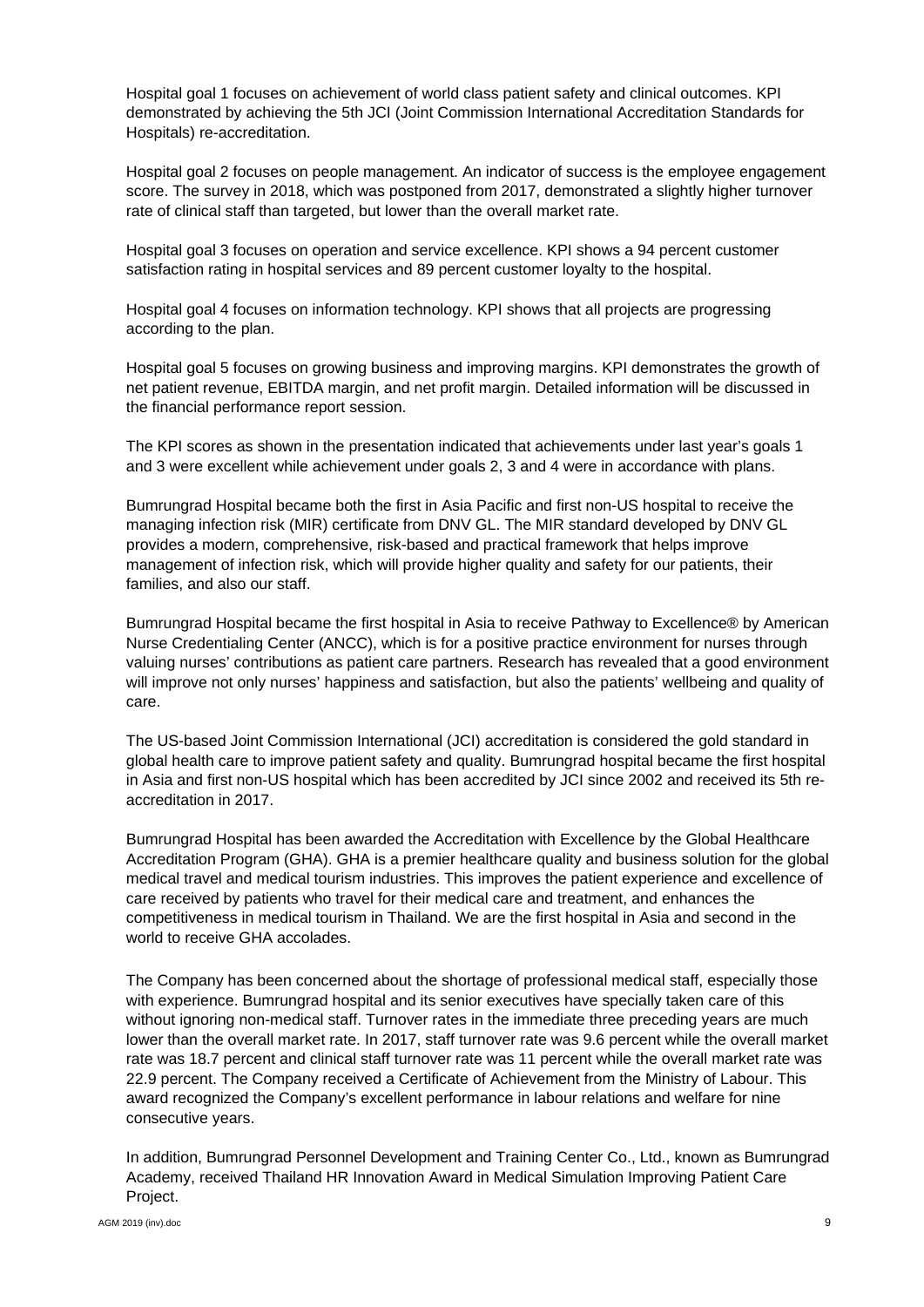Hospital goal 1 focuses on achievement of world class patient safety and clinical outcomes. KPI demonstrated by achieving the 5th JCI (Joint Commission International Accreditation Standards for Hospitals) re-accreditation.

Hospital goal 2 focuses on people management. An indicator of success is the employee engagement score. The survey in 2018, which was postponed from 2017, demonstrated a slightly higher turnover rate of clinical staff than targeted, but lower than the overall market rate.

Hospital goal 3 focuses on operation and service excellence. KPI shows a 94 percent customer satisfaction rating in hospital services and 89 percent customer loyalty to the hospital.

Hospital goal 4 focuses on information technology. KPI shows that all projects are progressing according to the plan.

Hospital goal 5 focuses on growing business and improving margins. KPI demonstrates the growth of net patient revenue, EBITDA margin, and net profit margin. Detailed information will be discussed in the financial performance report session.

The KPI scores as shown in the presentation indicated that achievements under last year's goals 1 and 3 were excellent while achievement under goals 2, 3 and 4 were in accordance with plans.

Bumrungrad Hospital became both the first in Asia Pacific and first non-US hospital to receive the managing infection risk (MIR) certificate from DNV GL. The MIR standard developed by DNV GL provides a modern, comprehensive, risk-based and practical framework that helps improve management of infection risk, which will provide higher quality and safety for our patients, their families, and also our staff.

Bumrungrad Hospital became the first hospital in Asia to receive Pathway to Excellence® by American Nurse Credentialing Center (ANCC), which is for a positive practice environment for nurses through valuing nurses' contributions as patient care partners. Research has revealed that a good environment will improve not only nurses' happiness and satisfaction, but also the patients' wellbeing and quality of care.

The US-based Joint Commission International (JCI) accreditation is considered the gold standard in global health care to improve patient safety and quality. Bumrungrad hospital became the first hospital in Asia and first non-US hospital which has been accredited by JCI since 2002 and received its 5th re-accreditation in 2017.

Bumrungrad Hospital has been awarded the Accreditation with Excellence by the Global Healthcare Accreditation Program (GHA). GHA is a premier healthcare quality and business solution for the global medical travel and medical tourism industries. This improves the patient experience and excellence of care received by patients who travel for their medical care and treatment, and enhances the competitiveness in medical tourism in Thailand. We are the first hospital in Asia and second in the world to receive GHA accolades.

The Company has been concerned about the shortage of professional medical staff, especially those with experience. Bumrungrad hospital and its senior executives have specially taken care of this without ignoring non-medical staff. Turnover rates in the immediate three preceding years are much lower than the overall market rate. In 2017, staff turnover rate was 9.6 percent while the overall market rate was 18.7 percent and clinical staff turnover rate was 11 percent while the overall market rate was 22.9 percent. The Company received a Certificate of Achievement from the Ministry of Labour. This award recognized the Company's excellent performance in labour relations and welfare for nine consecutive years.

In addition, Bumrungrad Personnel Development and Training Center Co., Ltd., known as Bumrungrad Academy, received Thailand HR Innovation Award in Medical Simulation Improving Patient Care Project.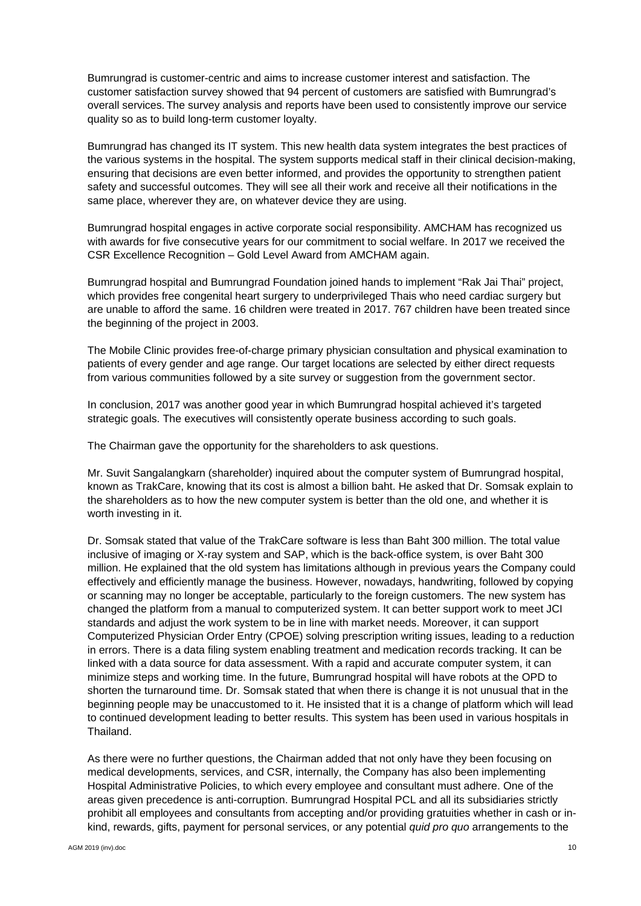Bumrungrad is customer-centric and aims to increase customer interest and satisfaction. The customer satisfaction survey showed that 94 percent of customers are satisfied with Bumrungrad's overall services. The survey analysis and reports have been used to consistently improve our service quality so as to build long-term customer loyalty.

Bumrungrad has changed its IT system. This new health data system integrates the best practices of the various systems in the hospital. The system supports medical staff in their clinical decision-making, ensuring that decisions are even better informed, and provides the opportunity to strengthen patient safety and successful outcomes. They will see all their work and receive all their notifications in the same place, wherever they are, on whatever device they are using.

Bumrungrad hospital engages in active corporate social responsibility. AMCHAM has recognized us with awards for five consecutive years for our commitment to social welfare. In 2017 we received the CSR Excellence Recognition – Gold Level Award from AMCHAM again.

Bumrungrad hospital and Bumrungrad Foundation joined hands to implement "Rak Jai Thai" project, which provides free congenital heart surgery to underprivileged Thais who need cardiac surgery but are unable to afford the same. 16 children were treated in 2017. 767 children have been treated since the beginning of the project in 2003.

The Mobile Clinic provides free-of-charge primary physician consultation and physical examination to patients of every gender and age range. Our target locations are selected by either direct requests from various communities followed by a site survey or suggestion from the government sector.

In conclusion, 2017 was another good year in which Bumrungrad hospital achieved it's targeted strategic goals. The executives will consistently operate business according to such goals.

The Chairman gave the opportunity for the shareholders to ask questions.

Mr. Suvit Sangalangkarn (shareholder) inquired about the computer system of Bumrungrad hospital, known as TrakCare, knowing that its cost is almost a billion baht. He asked that Dr. Somsak explain to the shareholders as to how the new computer system is better than the old one, and whether it is worth investing in it.

Dr. Somsak stated that value of the TrakCare software is less than Baht 300 million. The total value inclusive of imaging or X-ray system and SAP, which is the back-office system, is over Baht 300 million. He explained that the old system has limitations although in previous years the Company could effectively and efficiently manage the business. However, nowadays, handwriting, followed by copying or scanning may no longer be acceptable, particularly to the foreign customers. The new system has changed the platform from a manual to computerized system. It can better support work to meet JCI standards and adjust the work system to be in line with market needs. Moreover, it can support Computerized Physician Order Entry (CPOE) solving prescription writing issues, leading to a reduction in errors. There is a data filing system enabling treatment and medication records tracking. It can be linked with a data source for data assessment. With a rapid and accurate computer system, it can minimize steps and working time. In the future, Bumrungrad hospital will have robots at the OPD to shorten the turnaround time. Dr. Somsak stated that when there is change it is not unusual that in the beginning people may be unaccustomed to it. He insisted that it is a change of platform which will lead to continued development leading to better results. This system has been used in various hospitals in Thailand.

As there were no further questions, the Chairman added that not only have they been focusing on medical developments, services, and CSR, internally, the Company has also been implementing Hospital Administrative Policies, to which every employee and consultant must adhere. One of the areas given precedence is anti-corruption. Bumrungrad Hospital PCL and all its subsidiaries strictly prohibit all employees and consultants from accepting and/or providing gratuities whether in cash or in-kind, rewards, gifts, payment for personal services, or any potential *quid pro quo* arrangements to the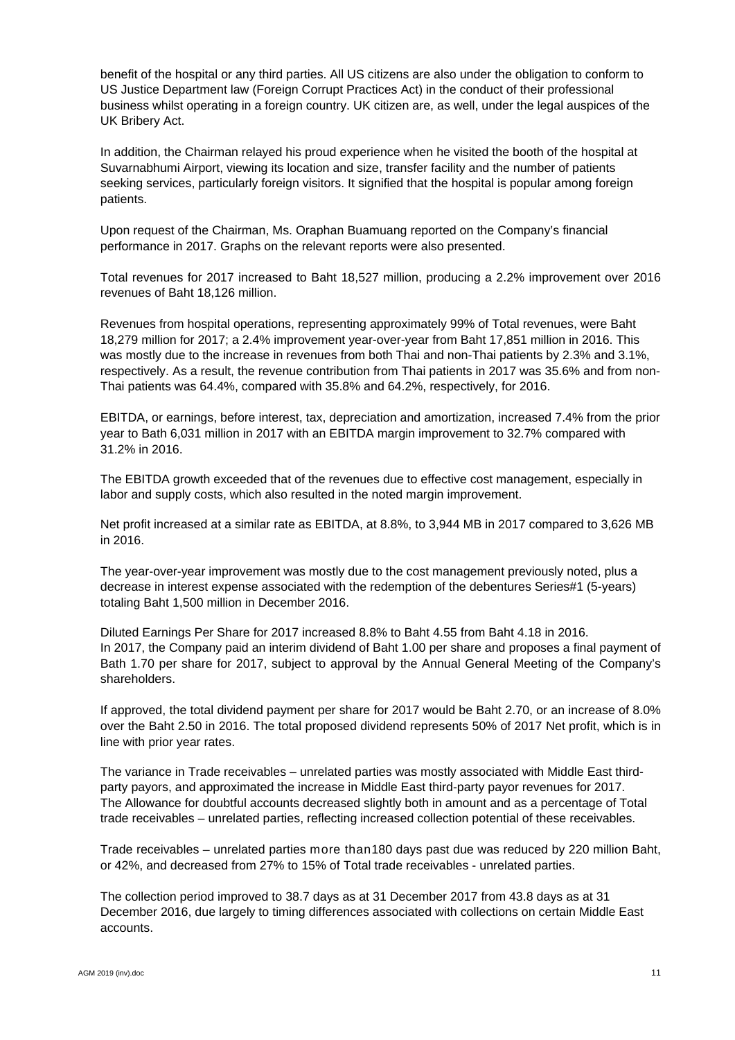benefit of the hospital or any third parties. All US citizens are also under the obligation to conform to US Justice Department law (Foreign Corrupt Practices Act) in the conduct of their professional business whilst operating in a foreign country. UK citizen are, as well, under the legal auspices of the UK Bribery Act.

In addition, the Chairman relayed his proud experience when he visited the booth of the hospital at Suvarnabhumi Airport, viewing its location and size, transfer facility and the number of patients seeking services, particularly foreign visitors. It signified that the hospital is popular among foreign patients.

Upon request of the Chairman, Ms. Oraphan Buamuang reported on the Company's financial performance in 2017. Graphs on the relevant reports were also presented.

Total revenues for 2017 increased to Baht 18,527 million, producing a 2.2% improvement over 2016 revenues of Baht 18,126 million.

Revenues from hospital operations, representing approximately 99% of Total revenues, were Baht 18,279 million for 2017; a 2.4% improvement year-over-year from Baht 17,851 million in 2016. This was mostly due to the increase in revenues from both Thai and non-Thai patients by 2.3% and 3.1%, respectively. As a result, the revenue contribution from Thai patients in 2017 was 35.6% and from non-Thai patients was 64.4%, compared with 35.8% and 64.2%, respectively, for 2016.

EBITDA, or earnings, before interest, tax, depreciation and amortization, increased 7.4% from the prior year to Bath 6,031 million in 2017 with an EBITDA margin improvement to 32.7% compared with 31.2% in 2016.

The EBITDA growth exceeded that of the revenues due to effective cost management, especially in labor and supply costs, which also resulted in the noted margin improvement.

Net profit increased at a similar rate as EBITDA, at 8.8%, to 3,944 MB in 2017 compared to 3,626 MB in 2016.

The year-over-year improvement was mostly due to the cost management previously noted, plus a decrease in interest expense associated with the redemption of the debentures Series#1 (5-years) totaling Baht 1,500 million in December 2016.

Diluted Earnings Per Share for 2017 increased 8.8% to Baht 4.55 from Baht 4.18 in 2016.
In 2017, the Company paid an interim dividend of Baht 1.00 per share and proposes a final payment of Bath 1.70 per share for 2017, subject to approval by the Annual General Meeting of the Company's shareholders.

If approved, the total dividend payment per share for 2017 would be Baht 2.70, or an increase of 8.0% over the Baht 2.50 in 2016. The total proposed dividend represents 50% of 2017 Net profit, which is in line with prior year rates.

The variance in Trade receivables – unrelated parties was mostly associated with Middle East third-party payors, and approximated the increase in Middle East third-party payor revenues for 2017. The Allowance for doubtful accounts decreased slightly both in amount and as a percentage of Total trade receivables – unrelated parties, reflecting increased collection potential of these receivables.

Trade receivables – unrelated parties more than180 days past due was reduced by 220 million Baht, or 42%, and decreased from 27% to 15% of Total trade receivables - unrelated parties.

The collection period improved to 38.7 days as at 31 December 2017 from 43.8 days as at 31 December 2016, due largely to timing differences associated with collections on certain Middle East accounts.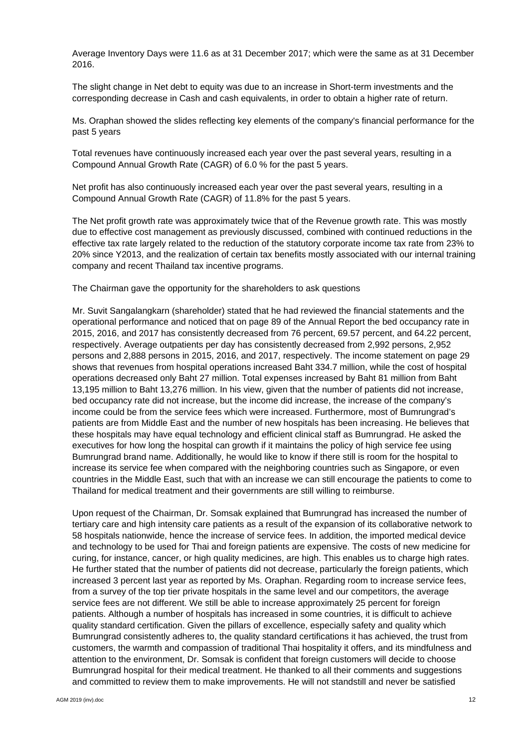Average Inventory Days were 11.6 as at 31 December 2017; which were the same as at 31 December 2016.

The slight change in Net debt to equity was due to an increase in Short-term investments and the corresponding decrease in Cash and cash equivalents, in order to obtain a higher rate of return.

Ms. Oraphan showed the slides reflecting key elements of the company's financial performance for the past 5 years

Total revenues have continuously increased each year over the past several years, resulting in a Compound Annual Growth Rate (CAGR) of 6.0 % for the past 5 years.

Net profit has also continuously increased each year over the past several years, resulting in a Compound Annual Growth Rate (CAGR) of 11.8% for the past 5 years.

The Net profit growth rate was approximately twice that of the Revenue growth rate. This was mostly due to effective cost management as previously discussed, combined with continued reductions in the effective tax rate largely related to the reduction of the statutory corporate income tax rate from 23% to 20% since Y2013, and the realization of certain tax benefits mostly associated with our internal training company and recent Thailand tax incentive programs.

The Chairman gave the opportunity for the shareholders to ask questions

Mr. Suvit Sangalangkarn (shareholder) stated that he had reviewed the financial statements and the operational performance and noticed that on page 89 of the Annual Report the bed occupancy rate in 2015, 2016, and 2017 has consistently decreased from 76 percent, 69.57 percent, and 64.22 percent, respectively. Average outpatients per day has consistently decreased from 2,992 persons, 2,952 persons and 2,888 persons in 2015, 2016, and 2017, respectively. The income statement on page 29 shows that revenues from hospital operations increased Baht 334.7 million, while the cost of hospital operations decreased only Baht 27 million. Total expenses increased by Baht 81 million from Baht 13,195 million to Baht 13,276 million. In his view, given that the number of patients did not increase, bed occupancy rate did not increase, but the income did increase, the increase of the company's income could be from the service fees which were increased. Furthermore, most of Bumrungrad's patients are from Middle East and the number of new hospitals has been increasing. He believes that these hospitals may have equal technology and efficient clinical staff as Bumrungrad. He asked the executives for how long the hospital can growth if it maintains the policy of high service fee using Bumrungrad brand name. Additionally, he would like to know if there still is room for the hospital to increase its service fee when compared with the neighboring countries such as Singapore, or even countries in the Middle East, such that with an increase we can still encourage the patients to come to Thailand for medical treatment and their governments are still willing to reimburse.

Upon request of the Chairman, Dr. Somsak explained that Bumrungrad has increased the number of tertiary care and high intensity care patients as a result of the expansion of its collaborative network to 58 hospitals nationwide, hence the increase of service fees. In addition, the imported medical device and technology to be used for Thai and foreign patients are expensive. The costs of new medicine for curing, for instance, cancer, or high quality medicines, are high. This enables us to charge high rates. He further stated that the number of patients did not decrease, particularly the foreign patients, which increased 3 percent last year as reported by Ms. Oraphan. Regarding room to increase service fees, from a survey of the top tier private hospitals in the same level and our competitors, the average service fees are not different. We still be able to increase approximately 25 percent for foreign patients. Although a number of hospitals has increased in some countries, it is difficult to achieve quality standard certification. Given the pillars of excellence, especially safety and quality which Bumrungrad consistently adheres to, the quality standard certifications it has achieved, the trust from customers, the warmth and compassion of traditional Thai hospitality it offers, and its mindfulness and attention to the environment, Dr. Somsak is confident that foreign customers will decide to choose Bumrungrad hospital for their medical treatment. He thanked to all their comments and suggestions and committed to review them to make improvements. He will not standstill and never be satisfied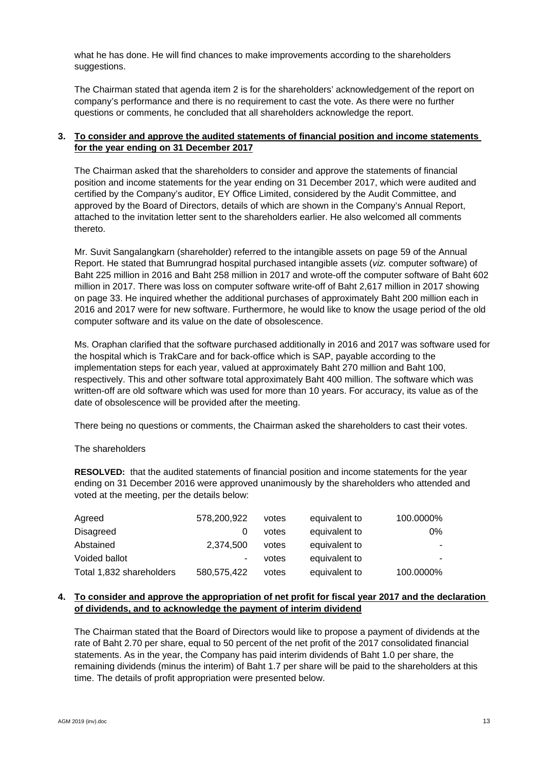what he has done. He will find chances to make improvements according to the shareholders suggestions.

The Chairman stated that agenda item 2 is for the shareholders' acknowledgement of the report on company's performance and there is no requirement to cast the vote. As there were no further questions or comments, he concluded that all shareholders acknowledge the report.

**3. To consider and approve the audited statements of financial position and income statements for the year ending on 31 December 2017**

The Chairman asked that the shareholders to consider and approve the statements of financial position and income statements for the year ending on 31 December 2017, which were audited and certified by the Company's auditor, EY Office Limited, considered by the Audit Committee, and approved by the Board of Directors, details of which are shown in the Company's Annual Report, attached to the invitation letter sent to the shareholders earlier. He also welcomed all comments thereto.

Mr. Suvit Sangalangkarn (shareholder) referred to the intangible assets on page 59 of the Annual Report. He stated that Bumrungrad hospital purchased intangible assets (*viz.* computer software) of Baht 225 million in 2016 and Baht 258 million in 2017 and wrote-off the computer software of Baht 602 million in 2017. There was loss on computer software write-off of Baht 2,617 million in 2017 showing on page 33. He inquired whether the additional purchases of approximately Baht 200 million each in 2016 and 2017 were for new software. Furthermore, he would like to know the usage period of the old computer software and its value on the date of obsolescence.

Ms. Oraphan clarified that the software purchased additionally in 2016 and 2017 was software used for the hospital which is TrakCare and for back-office which is SAP, payable according to the implementation steps for each year, valued at approximately Baht 270 million and Baht 100, respectively. This and other software total approximately Baht 400 million. The software which was written-off are old software which was used for more than 10 years. For accuracy, its value as of the date of obsolescence will be provided after the meeting.

There being no questions or comments, the Chairman asked the shareholders to cast their votes.

The shareholders

**RESOLVED:** that the audited statements of financial position and income statements for the year ending on 31 December 2016 were approved unanimously by the shareholders who attended and voted at the meeting, per the details below:

| | | | | |
|---|---|---|---|---|
| Agreed | 578,200,922 | votes | equivalent to | 100.0000% |
| Disagreed | 0 | votes | equivalent to | 0% |
| Abstained | 2,374,500 | votes | equivalent to | - |
| Voided ballot | - | votes | equivalent to | - |
| Total 1,832 shareholders | 580,575,422 | votes | equivalent to | 100.0000% |

**4. To consider and approve the appropriation of net profit for fiscal year 2017 and the declaration of dividends, and to acknowledge the payment of interim dividend**

The Chairman stated that the Board of Directors would like to propose a payment of dividends at the rate of Baht 2.70 per share, equal to 50 percent of the net profit of the 2017 consolidated financial statements. As in the year, the Company has paid interim dividends of Baht 1.0 per share, the remaining dividends (minus the interim) of Baht 1.7 per share will be paid to the shareholders at this time. The details of profit appropriation were presented below.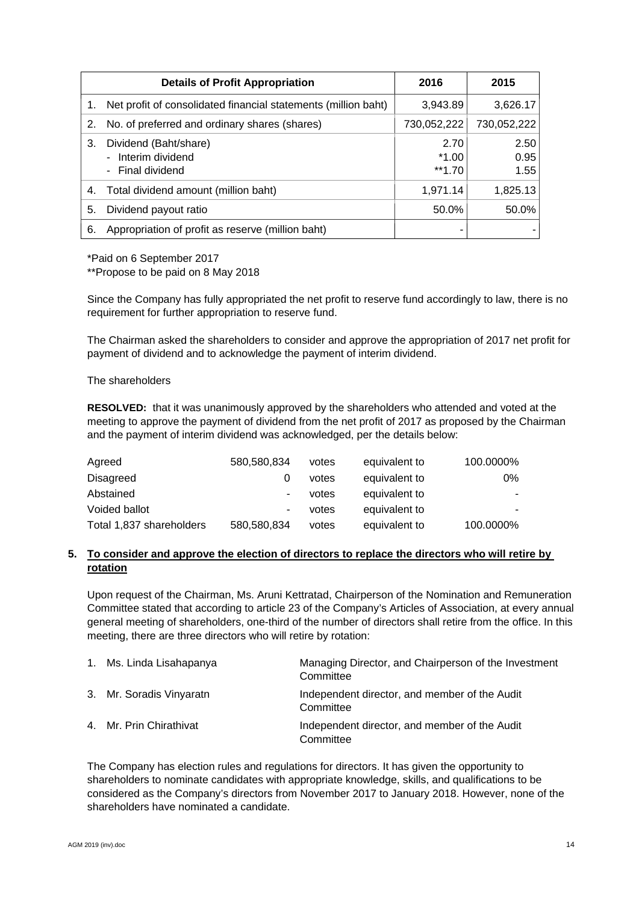| | Details of Profit Appropriation | 2016 | 2015 |
|---|---|---|---|
| 1. | Net profit of consolidated financial statements (million baht) | 3,943.89 | 3,626.17 |
| 2. | No. of preferred and ordinary shares (shares) | 730,052,222 | 730,052,222 |
| 3. | Dividend (Baht/share)<br>- Interim dividend<br>- Final dividend | 2.70<br>*1.00<br>**1.70 | 2.50<br>0.95<br>1.55 |
| 4. | Total dividend amount (million baht) | 1,971.14 | 1,825.13 |
| 5. | Dividend payout ratio | 50.0% | 50.0% |
| 6. | Appropriation of profit as reserve (million baht) | - | - |

*Paid on 6 September 2017
**Propose to be paid on 8 May 2018

Since the Company has fully appropriated the net profit to reserve fund accordingly to law, there is no requirement for further appropriation to reserve fund.

The Chairman asked the shareholders to consider and approve the appropriation of 2017 net profit for payment of dividend and to acknowledge the payment of interim dividend.

The shareholders

**RESOLVED:** that it was unanimously approved by the shareholders who attended and voted at the meeting to approve the payment of dividend from the net profit of 2017 as proposed by the Chairman and the payment of interim dividend was acknowledged, per the details below:

| | | | | |
|---|---|---|---|---|
| Agreed | 580,580,834 | votes | equivalent to | 100.0000% |
| Disagreed | 0 | votes | equivalent to | 0% |
| Abstained | - | votes | equivalent to | - |
| Voided ballot | - | votes | equivalent to | - |
| Total 1,837 shareholders | 580,580,834 | votes | equivalent to | 100.0000% |

**5. <u>To consider and approve the election of directors to replace the directors who will retire by rotation</u>**

Upon request of the Chairman, Ms. Aruni Kettratad, Chairperson of the Nomination and Remuneration Committee stated that according to article 23 of the Company's Articles of Association, at every annual general meeting of shareholders, one-third of the number of directors shall retire from the office. In this meeting, there are three directors who will retire by rotation:

| | |
|---|---|
| 1. Ms. Linda Lisahapanya | Managing Director, and Chairperson of the Investment Committee |
| 3. Mr. Soradis Vinyaratn | Independent director, and member of the Audit Committee |
| 4. Mr. Prin Chirathivat | Independent director, and member of the Audit Committee |

The Company has election rules and regulations for directors. It has given the opportunity to shareholders to nominate candidates with appropriate knowledge, skills, and qualifications to be considered as the Company's directors from November 2017 to January 2018. However, none of the shareholders have nominated a candidate.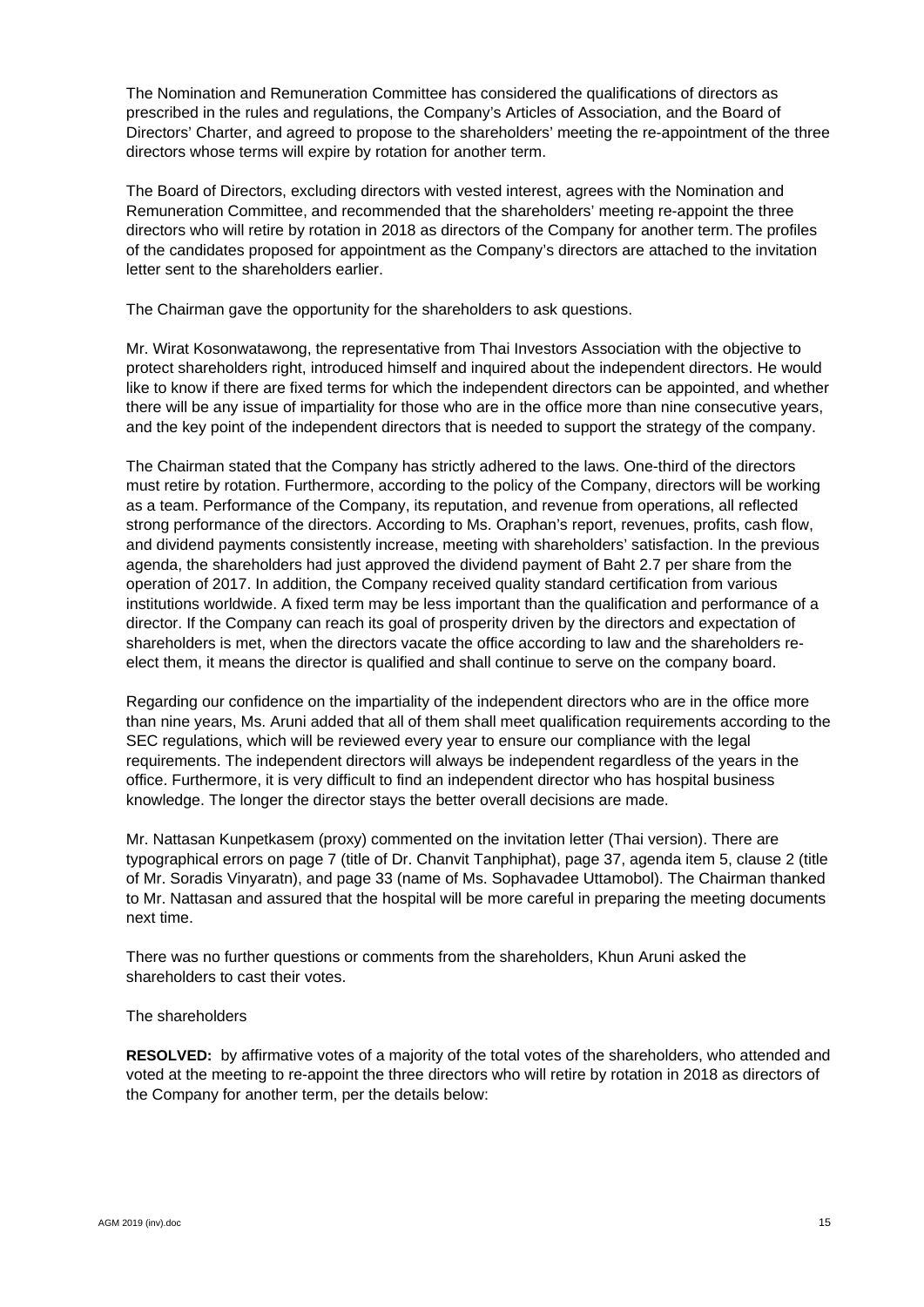The Nomination and Remuneration Committee has considered the qualifications of directors as prescribed in the rules and regulations, the Company's Articles of Association, and the Board of Directors' Charter, and agreed to propose to the shareholders' meeting the re-appointment of the three directors whose terms will expire by rotation for another term.

The Board of Directors, excluding directors with vested interest, agrees with the Nomination and Remuneration Committee, and recommended that the shareholders' meeting re-appoint the three directors who will retire by rotation in 2018 as directors of the Company for another term. The profiles of the candidates proposed for appointment as the Company's directors are attached to the invitation letter sent to the shareholders earlier.

The Chairman gave the opportunity for the shareholders to ask questions.

Mr. Wirat Kosonwatawong, the representative from Thai Investors Association with the objective to protect shareholders right, introduced himself and inquired about the independent directors. He would like to know if there are fixed terms for which the independent directors can be appointed, and whether there will be any issue of impartiality for those who are in the office more than nine consecutive years, and the key point of the independent directors that is needed to support the strategy of the company.

The Chairman stated that the Company has strictly adhered to the laws. One-third of the directors must retire by rotation. Furthermore, according to the policy of the Company, directors will be working as a team. Performance of the Company, its reputation, and revenue from operations, all reflected strong performance of the directors. According to Ms. Oraphan's report, revenues, profits, cash flow, and dividend payments consistently increase, meeting with shareholders' satisfaction. In the previous agenda, the shareholders had just approved the dividend payment of Baht 2.7 per share from the operation of 2017. In addition, the Company received quality standard certification from various institutions worldwide. A fixed term may be less important than the qualification and performance of a director. If the Company can reach its goal of prosperity driven by the directors and expectation of shareholders is met, when the directors vacate the office according to law and the shareholders re-elect them, it means the director is qualified and shall continue to serve on the company board.

Regarding our confidence on the impartiality of the independent directors who are in the office more than nine years, Ms. Aruni added that all of them shall meet qualification requirements according to the SEC regulations, which will be reviewed every year to ensure our compliance with the legal requirements. The independent directors will always be independent regardless of the years in the office. Furthermore, it is very difficult to find an independent director who has hospital business knowledge. The longer the director stays the better overall decisions are made.

Mr. Nattasan Kunpetkasem (proxy) commented on the invitation letter (Thai version). There are typographical errors on page 7 (title of Dr. Chanvit Tanphiphat), page 37, agenda item 5, clause 2 (title of Mr. Soradis Vinyaratn), and page 33 (name of Ms. Sophavadee Uttamobol). The Chairman thanked to Mr. Nattasan and assured that the hospital will be more careful in preparing the meeting documents next time.

There was no further questions or comments from the shareholders, Khun Aruni asked the shareholders to cast their votes.

The shareholders

**RESOLVED:** by affirmative votes of a majority of the total votes of the shareholders, who attended and voted at the meeting to re-appoint the three directors who will retire by rotation in 2018 as directors of the Company for another term, per the details below: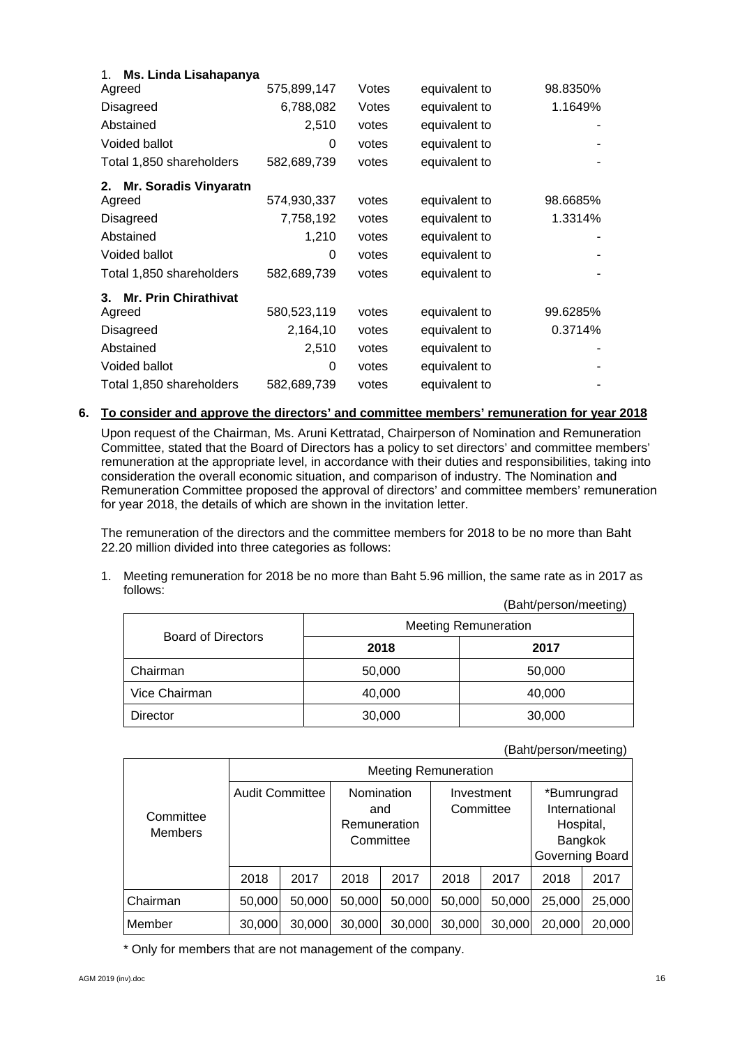1. **Ms. Linda Lisahapanya**

| | | | | |
|---|---|---|---|---|
| Agreed | 575,899,147 | Votes | equivalent to | 98.8350% |
| Disagreed | 6,788,082 | Votes | equivalent to | 1.1649% |
| Abstained | 2,510 | votes | equivalent to | - |
| Voided ballot | 0 | votes | equivalent to | - |
| Total 1,850 shareholders | 582,689,739 | votes | equivalent to | - |

2. **Mr. Soradis Vinyaratn**

| | | | | |
|---|---|---|---|---|
| Agreed | 574,930,337 | votes | equivalent to | 98.6685% |
| Disagreed | 7,758,192 | votes | equivalent to | 1.3314% |
| Abstained | 1,210 | votes | equivalent to | - |
| Voided ballot | 0 | votes | equivalent to | - |
| Total 1,850 shareholders | 582,689,739 | votes | equivalent to | - |

3. **Mr. Prin Chirathivat**

| | | | | |
|---|---|---|---|---|
| Agreed | 580,523,119 | votes | equivalent to | 99.6285% |
| Disagreed | 2,164,10 | votes | equivalent to | 0.3714% |
| Abstained | 2,510 | votes | equivalent to | - |
| Voided ballot | 0 | votes | equivalent to | - |
| Total 1,850 shareholders | 582,689,739 | votes | equivalent to | - |

**6. To consider and approve the directors' and committee members' remuneration for year 2018**

Upon request of the Chairman, Ms. Aruni Kettratad, Chairperson of Nomination and Remuneration Committee, stated that the Board of Directors has a policy to set directors' and committee members' remuneration at the appropriate level, in accordance with their duties and responsibilities, taking into consideration the overall economic situation, and comparison of industry. The Nomination and Remuneration Committee proposed the approval of directors' and committee members' remuneration for year 2018, the details of which are shown in the invitation letter.

The remuneration of the directors and the committee members for 2018 to be no more than Baht 22.20 million divided into three categories as follows:

1. Meeting remuneration for 2018 be no more than Baht 5.96 million, the same rate as in 2017 as follows:

(Baht/person/meeting)

| Board of Directors | Meeting Remuneration | |
|---|---|---|
| | **2018** | **2017** |
| Chairman | 50,000 | 50,000 |
| Vice Chairman | 40,000 | 40,000 |
| Director | 30,000 | 30,000 |

(Baht/person/meeting)

| Committee Members | Meeting Remuneration | | | | | | | |
|---|---|---|---|---|---|---|---|---|
| | Audit Committee | | Nomination and Remuneration Committee | | Investment Committee | | *Bumrungrad International Hospital, Bangkok Governing Board | |
| | 2018 | 2017 | 2018 | 2017 | 2018 | 2017 | 2018 | 2017 |
| Chairman | 50,000 | 50,000 | 50,000 | 50,000 | 50,000 | 50,000 | 25,000 | 25,000 |
| Member | 30,000 | 30,000 | 30,000 | 30,000 | 30,000 | 30,000 | 20,000 | 20,000 |

\* Only for members that are not management of the company.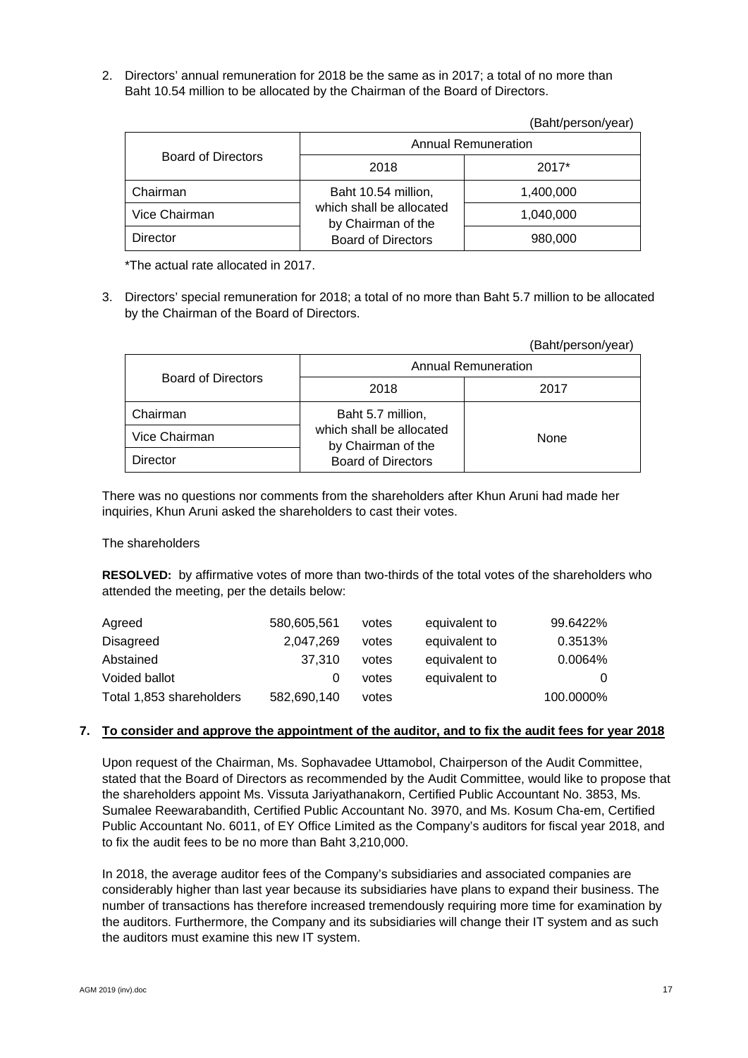2. Directors' annual remuneration for 2018 be the same as in 2017; a total of no more than Baht 10.54 million to be allocated by the Chairman of the Board of Directors.

(Baht/person/year)

| Board of Directors | Annual Remuneration | |
|---|---|---|
| | 2018 | 2017* |
| Chairman | Baht 10.54 million, which shall be allocated by Chairman of the Board of Directors | 1,400,000 |
| Vice Chairman | | 1,040,000 |
| Director | | 980,000 |

*The actual rate allocated in 2017.

3. Directors' special remuneration for 2018; a total of no more than Baht 5.7 million to be allocated by the Chairman of the Board of Directors.

(Baht/person/year)

| Board of Directors | Annual Remuneration | |
|---|---|---|
| | 2018 | 2017 |
| Chairman | Baht 5.7 million, which shall be allocated by Chairman of the Board of Directors | None |
| Vice Chairman | | |
| Director | | |

There was no questions nor comments from the shareholders after Khun Aruni had made her inquiries, Khun Aruni asked the shareholders to cast their votes.

The shareholders

**RESOLVED:** by affirmative votes of more than two-thirds of the total votes of the shareholders who attended the meeting, per the details below:

| | | | | |
|---|---|---|---|---|
| Agreed | 580,605,561 | votes | equivalent to | 99.6422% |
| Disagreed | 2,047,269 | votes | equivalent to | 0.3513% |
| Abstained | 37,310 | votes | equivalent to | 0.0064% |
| Voided ballot | 0 | votes | equivalent to | 0 |
| Total 1,853 shareholders | 582,690,140 | votes | | 100.0000% |

**7. To consider and approve the appointment of the auditor, and to fix the audit fees for year 2018**

Upon request of the Chairman, Ms. Sophavadee Uttamobol, Chairperson of the Audit Committee, stated that the Board of Directors as recommended by the Audit Committee, would like to propose that the shareholders appoint Ms. Vissuta Jariyathanakorn, Certified Public Accountant No. 3853, Ms. Sumalee Reewarabandith, Certified Public Accountant No. 3970, and Ms. Kosum Cha-em, Certified Public Accountant No. 6011, of EY Office Limited as the Company's auditors for fiscal year 2018, and to fix the audit fees to be no more than Baht 3,210,000.

In 2018, the average auditor fees of the Company's subsidiaries and associated companies are considerably higher than last year because its subsidiaries have plans to expand their business. The number of transactions has therefore increased tremendously requiring more time for examination by the auditors. Furthermore, the Company and its subsidiaries will change their IT system and as such the auditors must examine this new IT system.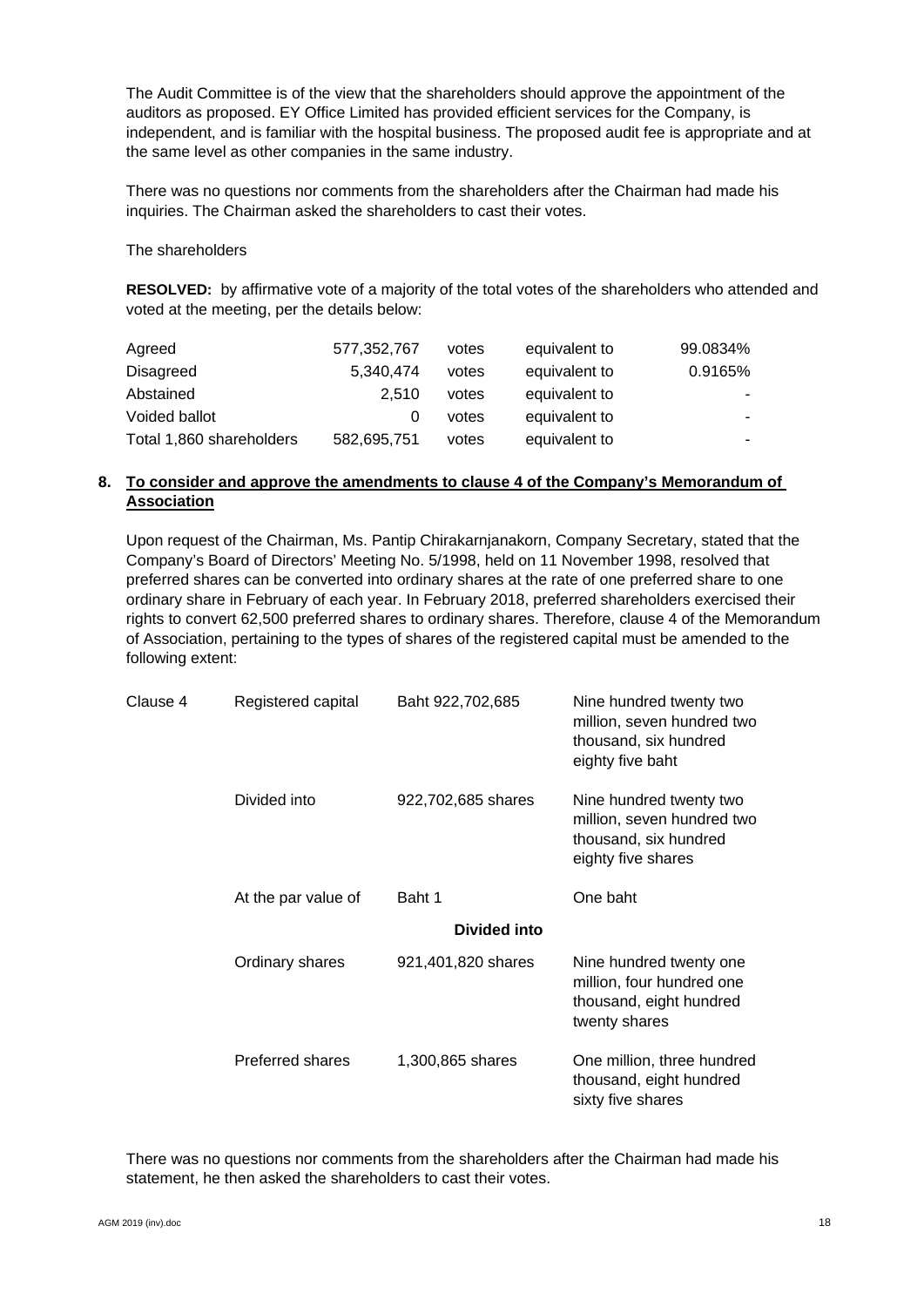The Audit Committee is of the view that the shareholders should approve the appointment of the auditors as proposed. EY Office Limited has provided efficient services for the Company, is independent, and is familiar with the hospital business. The proposed audit fee is appropriate and at the same level as other companies in the same industry.

There was no questions nor comments from the shareholders after the Chairman had made his inquiries. The Chairman asked the shareholders to cast their votes.

The shareholders

**RESOLVED:** by affirmative vote of a majority of the total votes of the shareholders who attended and voted at the meeting, per the details below:

| | | | | |
|---|---|---|---|---|
| Agreed | 577,352,767 | votes | equivalent to | 99.0834% |
| Disagreed | 5,340,474 | votes | equivalent to | 0.9165% |
| Abstained | 2,510 | votes | equivalent to | - |
| Voided ballot | 0 | votes | equivalent to | - |
| Total 1,860 shareholders | 582,695,751 | votes | equivalent to | - |

**8. To consider and approve the amendments to clause 4 of the Company's Memorandum of Association**

Upon request of the Chairman, Ms. Pantip Chirakarnjanakorn, Company Secretary, stated that the Company's Board of Directors' Meeting No. 5/1998, held on 11 November 1998, resolved that preferred shares can be converted into ordinary shares at the rate of one preferred share to one ordinary share in February of each year. In February 2018, preferred shareholders exercised their rights to convert 62,500 preferred shares to ordinary shares. Therefore, clause 4 of the Memorandum of Association, pertaining to the types of shares of the registered capital must be amended to the following extent:

| | | | |
|---|---|---|---|
| Clause 4 | Registered capital | Baht 922,702,685 | Nine hundred twenty two million, seven hundred two thousand, six hundred eighty five baht |
| | Divided into | 922,702,685 shares | Nine hundred twenty two million, seven hundred two thousand, six hundred eighty five shares |
| | At the par value of | Baht 1 | One baht |
| | | **Divided into** | |
| | Ordinary shares | 921,401,820 shares | Nine hundred twenty one million, four hundred one thousand, eight hundred twenty shares |
| | Preferred shares | 1,300,865 shares | One million, three hundred thousand, eight hundred sixty five shares |

There was no questions nor comments from the shareholders after the Chairman had made his statement, he then asked the shareholders to cast their votes.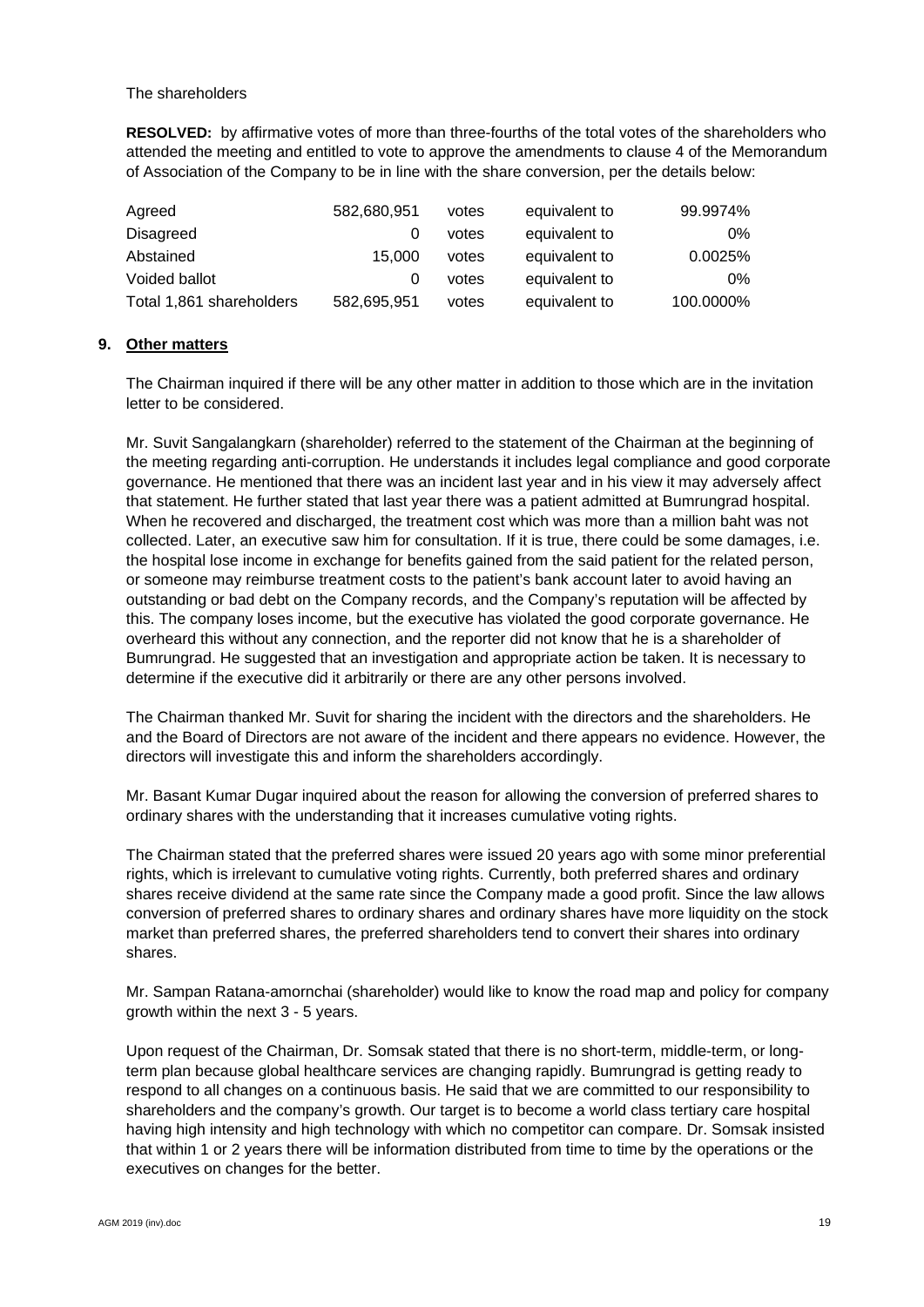The shareholders

**RESOLVED:** by affirmative votes of more than three-fourths of the total votes of the shareholders who attended the meeting and entitled to vote to approve the amendments to clause 4 of the Memorandum of Association of the Company to be in line with the share conversion, per the details below:

| | | | | |
|---|---|---|---|---|
| Agreed | 582,680,951 | votes | equivalent to | 99.9974% |
| Disagreed | 0 | votes | equivalent to | 0% |
| Abstained | 15,000 | votes | equivalent to | 0.0025% |
| Voided ballot | 0 | votes | equivalent to | 0% |
| Total 1,861 shareholders | 582,695,951 | votes | equivalent to | 100.0000% |

## 9. Other matters

The Chairman inquired if there will be any other matter in addition to those which are in the invitation letter to be considered.

Mr. Suvit Sangalangkarn (shareholder) referred to the statement of the Chairman at the beginning of the meeting regarding anti-corruption. He understands it includes legal compliance and good corporate governance. He mentioned that there was an incident last year and in his view it may adversely affect that statement. He further stated that last year there was a patient admitted at Bumrungrad hospital. When he recovered and discharged, the treatment cost which was more than a million baht was not collected. Later, an executive saw him for consultation. If it is true, there could be some damages, i.e. the hospital lose income in exchange for benefits gained from the said patient for the related person, or someone may reimburse treatment costs to the patient's bank account later to avoid having an outstanding or bad debt on the Company records, and the Company's reputation will be affected by this. The company loses income, but the executive has violated the good corporate governance. He overheard this without any connection, and the reporter did not know that he is a shareholder of Bumrungrad. He suggested that an investigation and appropriate action be taken. It is necessary to determine if the executive did it arbitrarily or there are any other persons involved.

The Chairman thanked Mr. Suvit for sharing the incident with the directors and the shareholders. He and the Board of Directors are not aware of the incident and there appears no evidence. However, the directors will investigate this and inform the shareholders accordingly.

Mr. Basant Kumar Dugar inquired about the reason for allowing the conversion of preferred shares to ordinary shares with the understanding that it increases cumulative voting rights.

The Chairman stated that the preferred shares were issued 20 years ago with some minor preferential rights, which is irrelevant to cumulative voting rights. Currently, both preferred shares and ordinary shares receive dividend at the same rate since the Company made a good profit. Since the law allows conversion of preferred shares to ordinary shares and ordinary shares have more liquidity on the stock market than preferred shares, the preferred shareholders tend to convert their shares into ordinary shares.

Mr. Sampan Ratana-amornchai (shareholder) would like to know the road map and policy for company growth within the next 3 - 5 years.

Upon request of the Chairman, Dr. Somsak stated that there is no short-term, middle-term, or long-term plan because global healthcare services are changing rapidly. Bumrungrad is getting ready to respond to all changes on a continuous basis. He said that we are committed to our responsibility to shareholders and the company's growth. Our target is to become a world class tertiary care hospital having high intensity and high technology with which no competitor can compare. Dr. Somsak insisted that within 1 or 2 years there will be information distributed from time to time by the operations or the executives on changes for the better.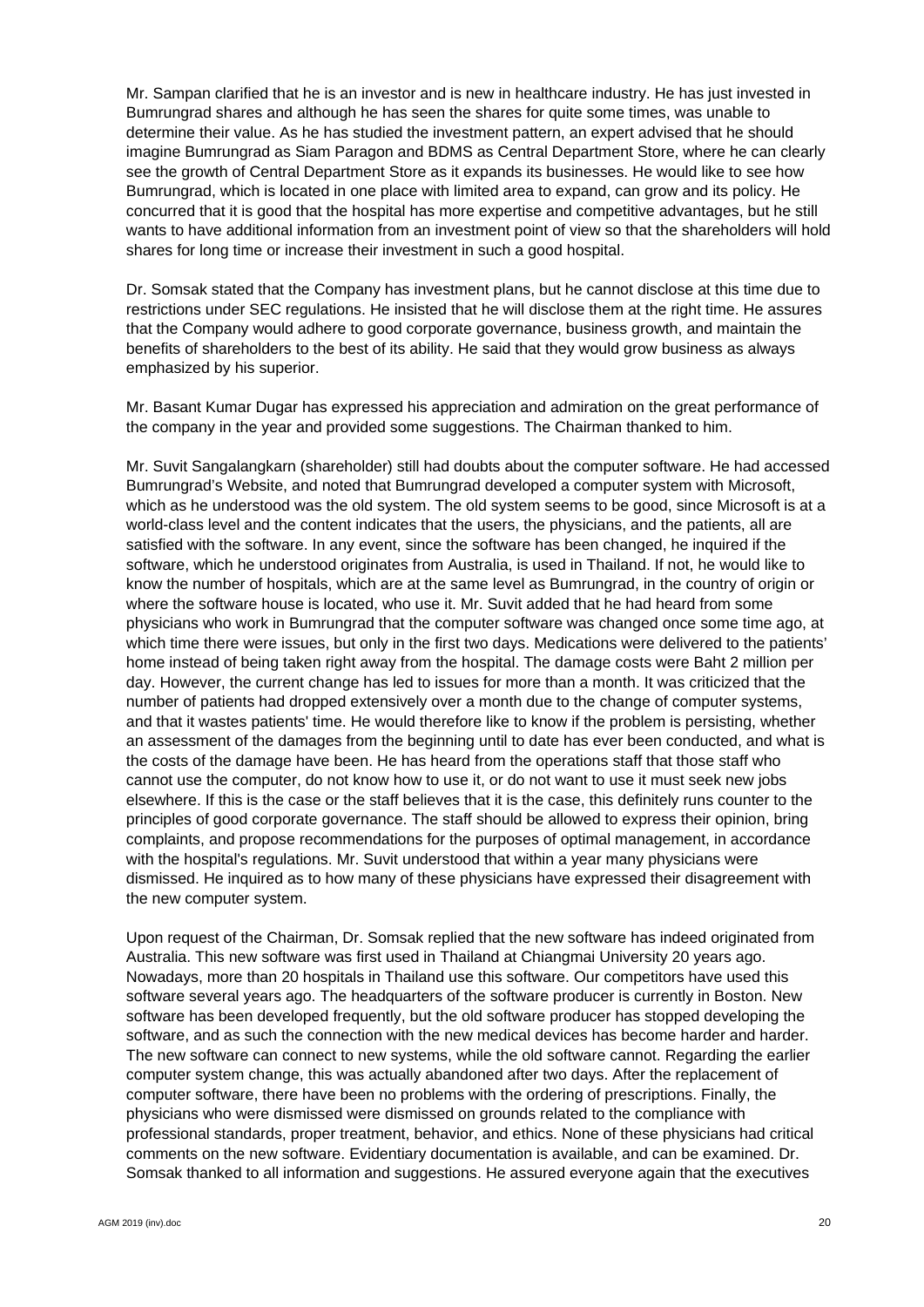Mr. Sampan clarified that he is an investor and is new in healthcare industry. He has just invested in Bumrungrad shares and although he has seen the shares for quite some times, was unable to determine their value. As he has studied the investment pattern, an expert advised that he should imagine Bumrungrad as Siam Paragon and BDMS as Central Department Store, where he can clearly see the growth of Central Department Store as it expands its businesses. He would like to see how Bumrungrad, which is located in one place with limited area to expand, can grow and its policy. He concurred that it is good that the hospital has more expertise and competitive advantages, but he still wants to have additional information from an investment point of view so that the shareholders will hold shares for long time or increase their investment in such a good hospital.

Dr. Somsak stated that the Company has investment plans, but he cannot disclose at this time due to restrictions under SEC regulations. He insisted that he will disclose them at the right time. He assures that the Company would adhere to good corporate governance, business growth, and maintain the benefits of shareholders to the best of its ability. He said that they would grow business as always emphasized by his superior.

Mr. Basant Kumar Dugar has expressed his appreciation and admiration on the great performance of the company in the year and provided some suggestions. The Chairman thanked to him.

Mr. Suvit Sangalangkarn (shareholder) still had doubts about the computer software. He had accessed Bumrungrad's Website, and noted that Bumrungrad developed a computer system with Microsoft, which as he understood was the old system. The old system seems to be good, since Microsoft is at a world-class level and the content indicates that the users, the physicians, and the patients, all are satisfied with the software. In any event, since the software has been changed, he inquired if the software, which he understood originates from Australia, is used in Thailand. If not, he would like to know the number of hospitals, which are at the same level as Bumrungrad, in the country of origin or where the software house is located, who use it. Mr. Suvit added that he had heard from some physicians who work in Bumrungrad that the computer software was changed once some time ago, at which time there were issues, but only in the first two days. Medications were delivered to the patients' home instead of being taken right away from the hospital. The damage costs were Baht 2 million per day. However, the current change has led to issues for more than a month. It was criticized that the number of patients had dropped extensively over a month due to the change of computer systems, and that it wastes patients' time. He would therefore like to know if the problem is persisting, whether an assessment of the damages from the beginning until to date has ever been conducted, and what is the costs of the damage have been. He has heard from the operations staff that those staff who cannot use the computer, do not know how to use it, or do not want to use it must seek new jobs elsewhere. If this is the case or the staff believes that it is the case, this definitely runs counter to the principles of good corporate governance. The staff should be allowed to express their opinion, bring complaints, and propose recommendations for the purposes of optimal management, in accordance with the hospital's regulations. Mr. Suvit understood that within a year many physicians were dismissed. He inquired as to how many of these physicians have expressed their disagreement with the new computer system.

Upon request of the Chairman, Dr. Somsak replied that the new software has indeed originated from Australia. This new software was first used in Thailand at Chiangmai University 20 years ago. Nowadays, more than 20 hospitals in Thailand use this software. Our competitors have used this software several years ago. The headquarters of the software producer is currently in Boston. New software has been developed frequently, but the old software producer has stopped developing the software, and as such the connection with the new medical devices has become harder and harder. The new software can connect to new systems, while the old software cannot. Regarding the earlier computer system change, this was actually abandoned after two days. After the replacement of computer software, there have been no problems with the ordering of prescriptions. Finally, the physicians who were dismissed were dismissed on grounds related to the compliance with professional standards, proper treatment, behavior, and ethics. None of these physicians had critical comments on the new software. Evidentiary documentation is available, and can be examined. Dr. Somsak thanked to all information and suggestions. He assured everyone again that the executives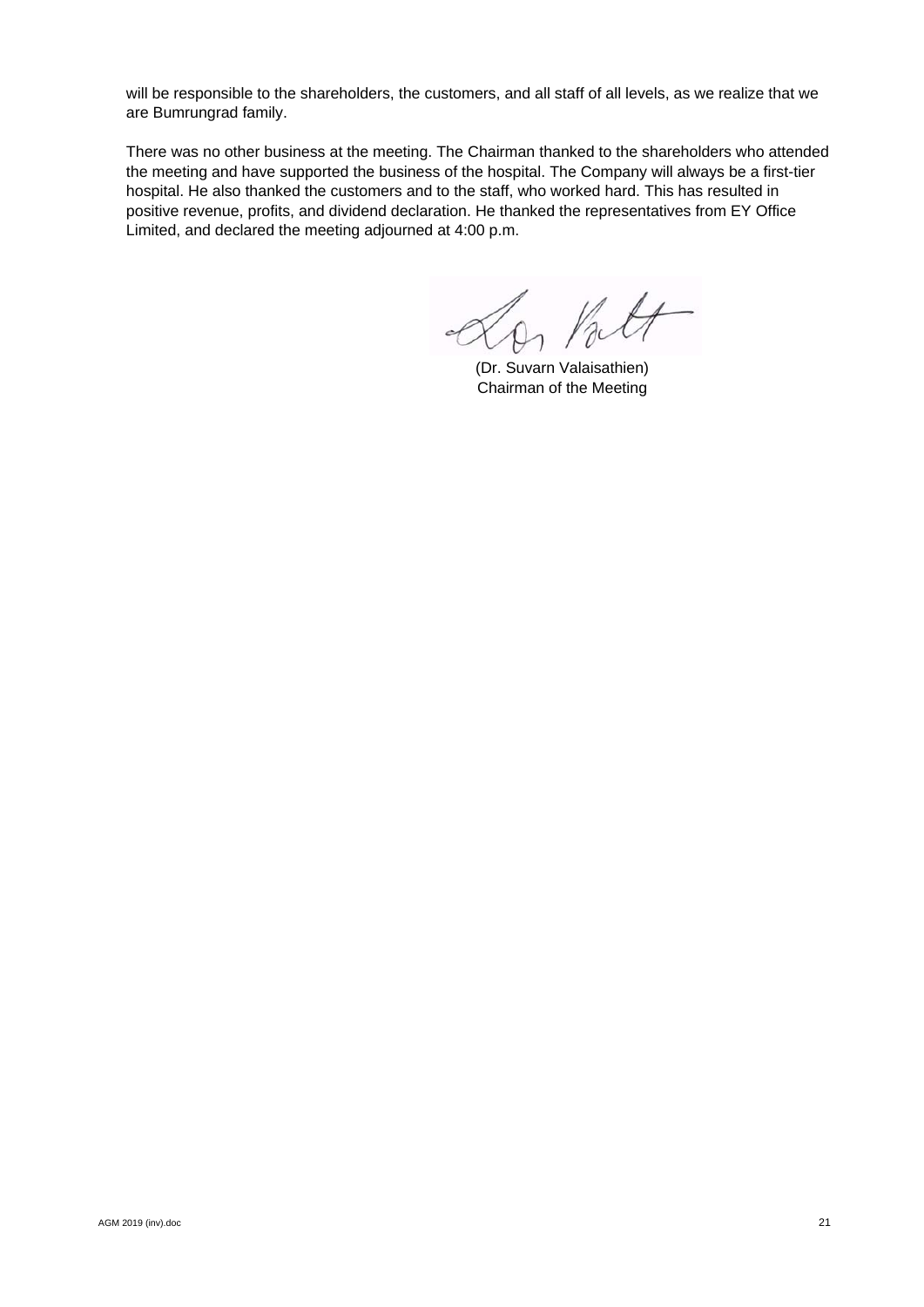will be responsible to the shareholders, the customers, and all staff of all levels, as we realize that we are Bumrungrad family.

There was no other business at the meeting. The Chairman thanked to the shareholders who attended the meeting and have supported the business of the hospital. The Company will always be a first-tier hospital. He also thanked the customers and to the staff, who worked hard. This has resulted in positive revenue, profits, and dividend declaration. He thanked the representatives from EY Office Limited, and declared the meeting adjourned at 4:00 p.m.

(Dr. Suvarn Valaisathien)
Chairman of the Meeting